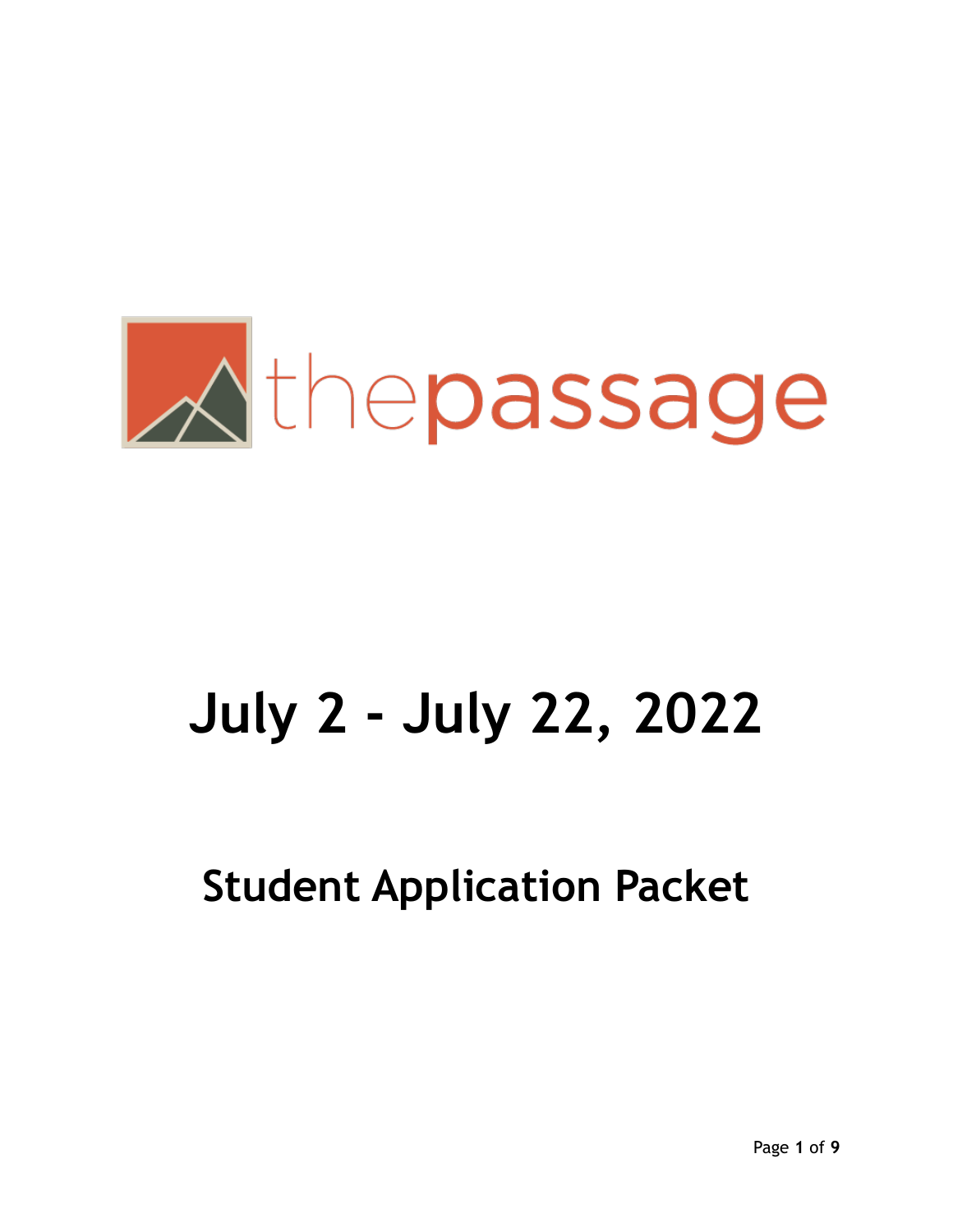# thepassage

# July 2 - July 22, 2022

## Student Application Packet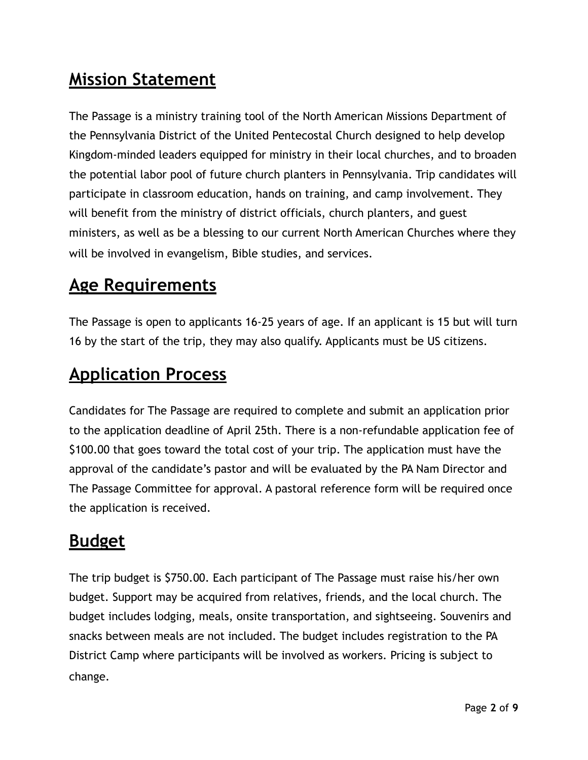## Mission Statement

The Passage is a ministry training tool of the North American Missions Department of the Pennsylvania District of the United Pentecostal Church designed to help develop Kingdom-minded leaders equipped for ministry in their local churches, and to broaden the potential labor pool of future church planters in Pennsylvania. Trip candidates will participate in classroom education, hands on training, and camp involvement. They will benefit from the ministry of district officials, church planters, and guest ministers, as well as be a blessing to our current North American Churches where they will be involved in evangelism, Bible studies, and services.

## Age Requirements

The Passage is open to applicants 16-25 years of age. If an applicant is 15 but will turn 16 by the start of the trip, they may also qualify. Applicants must be US citizens.

## Application Process

Candidates for The Passage are required to complete and submit an application prior to the application deadline of April 25th. There is a non-refundable application fee of $100.00 that goes toward the total cost of your trip. The application must have the approval of the candidate's pastor and will be evaluated by the PA Nam Director and The Passage Committee for approval. A pastoral reference form will be required once the application is received.

## Budget

The trip budget is $750.00. Each participant of The Passage must raise his/her own budget. Support may be acquired from relatives, friends, and the local church. The budget includes lodging, meals, onsite transportation, and sightseeing. Souvenirs and snacks between meals are not included. The budget includes registration to the PA District Camp where participants will be involved as workers. Pricing is subject to change.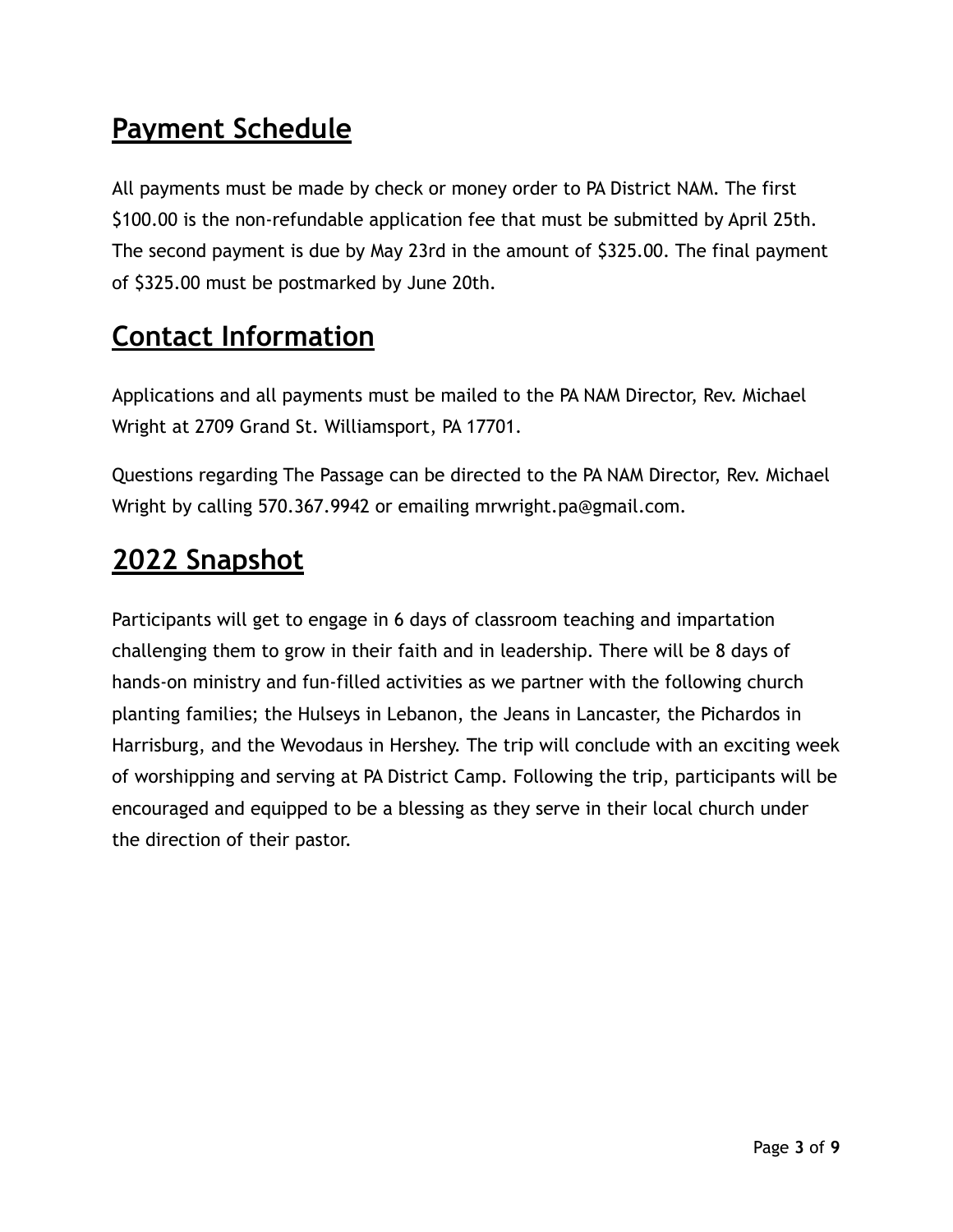## Payment Schedule

All payments must be made by check or money order to PA District NAM. The first $100.00 is the non-refundable application fee that must be submitted by April 25th. The second payment is due by May 23rd in the amount of $325.00. The final payment of $325.00 must be postmarked by June 20th.

## Contact Information

Applications and all payments must be mailed to the PA NAM Director, Rev. Michael Wright at 2709 Grand St. Williamsport, PA 17701.

Questions regarding The Passage can be directed to the PA NAM Director, Rev. Michael Wright by calling 570.367.9942 or emailing mrwright.pa@gmail.com.

## 2022 Snapshot

Participants will get to engage in 6 days of classroom teaching and impartation challenging them to grow in their faith and in leadership. There will be 8 days of hands-on ministry and fun-filled activities as we partner with the following church planting families; the Hulseys in Lebanon, the Jeans in Lancaster, the Pichardos in Harrisburg, and the Wevodaus in Hershey. The trip will conclude with an exciting week of worshipping and serving at PA District Camp. Following the trip, participants will be encouraged and equipped to be a blessing as they serve in their local church under the direction of their pastor.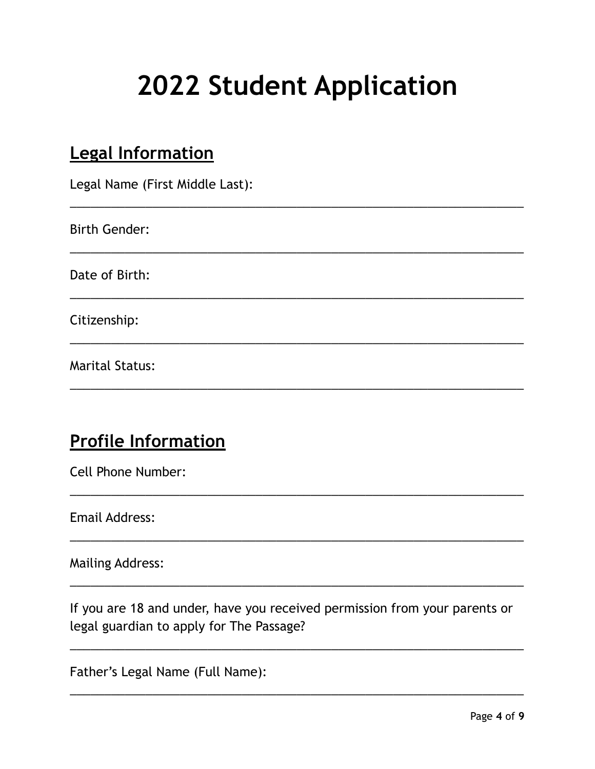# 2022 Student Application

## Legal Information

Legal Name (First Middle Last):

___________________________________________________________________

Birth Gender:

___________________________________________________________________

Date of Birth:

___________________________________________________________________

Citizenship:

___________________________________________________________________

Marital Status:

___________________________________________________________________

## Profile Information

Cell Phone Number:

___________________________________________________________________

Email Address:

___________________________________________________________________

Mailing Address:

___________________________________________________________________

If you are 18 and under, have you received permission from your parents or legal guardian to apply for The Passage?

___________________________________________________________________

Father's Legal Name (Full Name):

___________________________________________________________________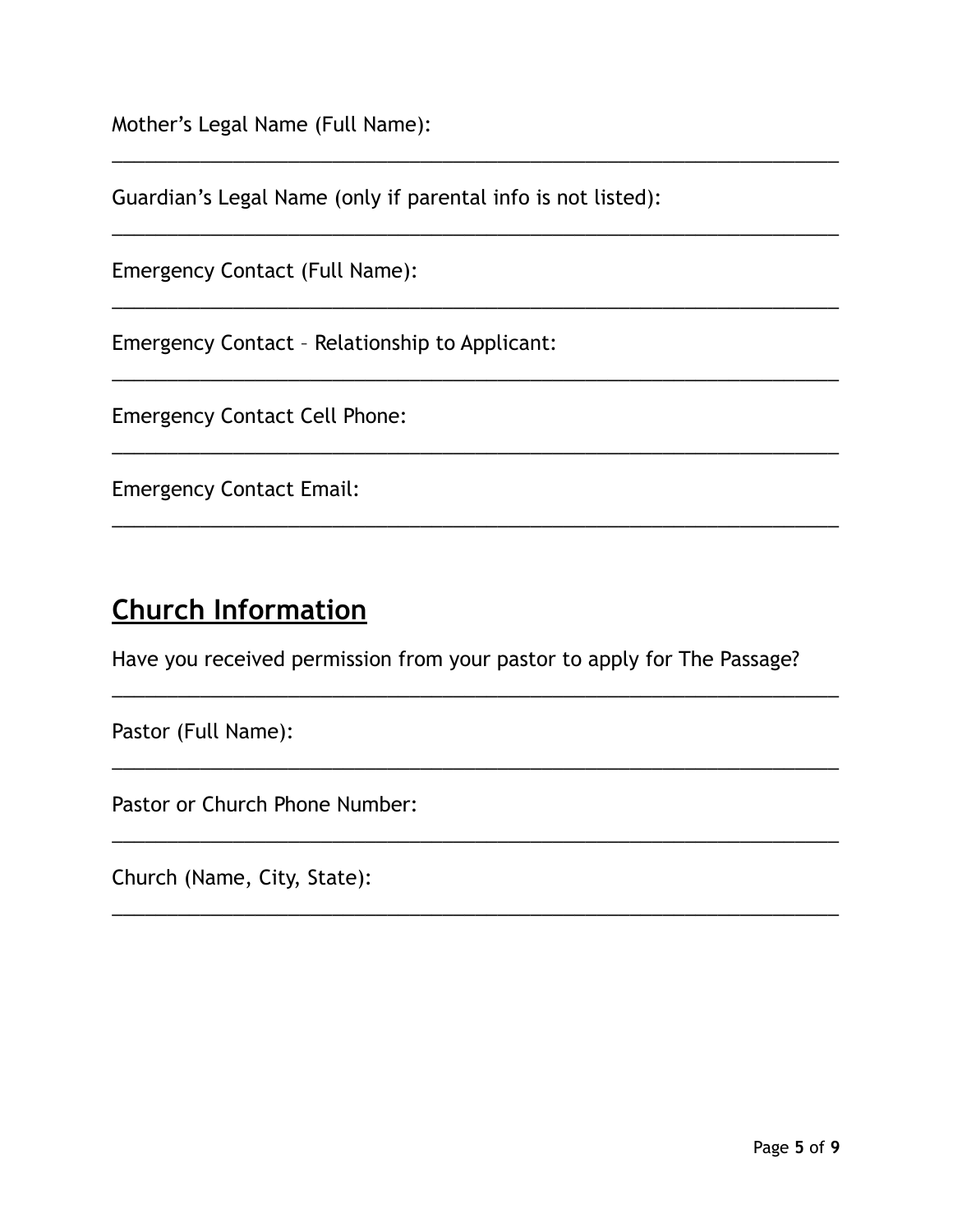Mother's Legal Name (Full Name):

___________________________________________________________________

Guardian's Legal Name (only if parental info is not listed):

___________________________________________________________________

Emergency Contact (Full Name):

___________________________________________________________________

Emergency Contact – Relationship to Applicant:

___________________________________________________________________

Emergency Contact Cell Phone:

___________________________________________________________________

Emergency Contact Email:

___________________________________________________________________

## Church Information

Have you received permission from your pastor to apply for The Passage?

___________________________________________________________________

Pastor (Full Name):

___________________________________________________________________

Pastor or Church Phone Number:

___________________________________________________________________

Church (Name, City, State):

___________________________________________________________________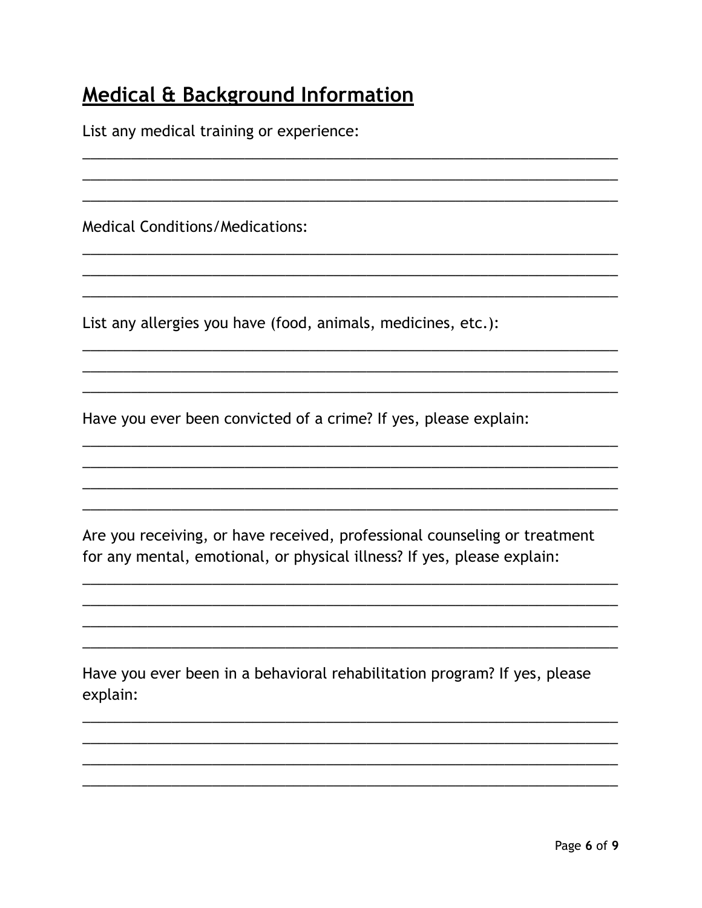## Medical & Background Information

List any medical training or experience:

______________________________________________________________________
______________________________________________________________________
______________________________________________________________________

Medical Conditions/Medications:

______________________________________________________________________
______________________________________________________________________
______________________________________________________________________

List any allergies you have (food, animals, medicines, etc.):

______________________________________________________________________
______________________________________________________________________
______________________________________________________________________

Have you ever been convicted of a crime? If yes, please explain:

______________________________________________________________________
______________________________________________________________________
______________________________________________________________________
______________________________________________________________________

Are you receiving, or have received, professional counseling or treatment for any mental, emotional, or physical illness? If yes, please explain:

______________________________________________________________________
______________________________________________________________________
______________________________________________________________________
______________________________________________________________________

Have you ever been in a behavioral rehabilitation program? If yes, please explain:

______________________________________________________________________
______________________________________________________________________
______________________________________________________________________
______________________________________________________________________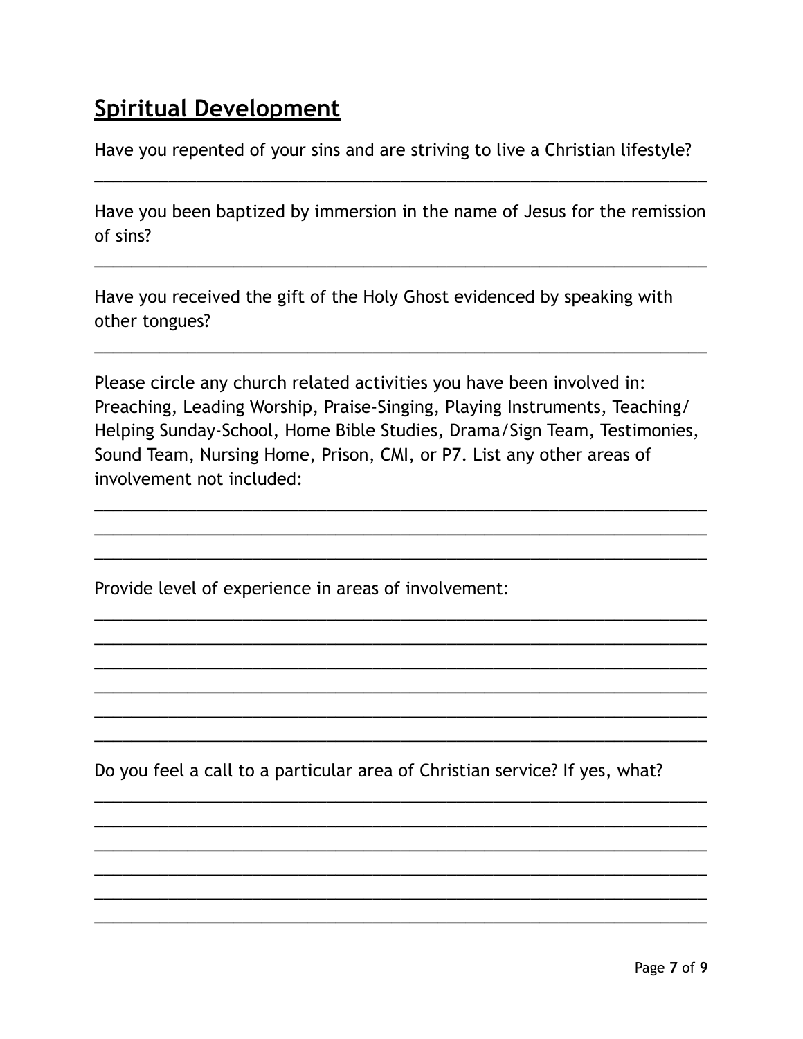## Spiritual Development

Have you repented of your sins and are striving to live a Christian lifestyle?

___________________________________________________________________

Have you been baptized by immersion in the name of Jesus for the remission of sins?

___________________________________________________________________

Have you received the gift of the Holy Ghost evidenced by speaking with other tongues?

___________________________________________________________________

Please circle any church related activities you have been involved in: Preaching, Leading Worship, Praise-Singing, Playing Instruments, Teaching/ Helping Sunday-School, Home Bible Studies, Drama/Sign Team, Testimonies, Sound Team, Nursing Home, Prison, CMI, or P7. List any other areas of involvement not included:

___________________________________________________________________
___________________________________________________________________
___________________________________________________________________

Provide level of experience in areas of involvement:

___________________________________________________________________
___________________________________________________________________
___________________________________________________________________
___________________________________________________________________
___________________________________________________________________
___________________________________________________________________

Do you feel a call to a particular area of Christian service? If yes, what?

___________________________________________________________________
___________________________________________________________________
___________________________________________________________________
___________________________________________________________________
___________________________________________________________________
___________________________________________________________________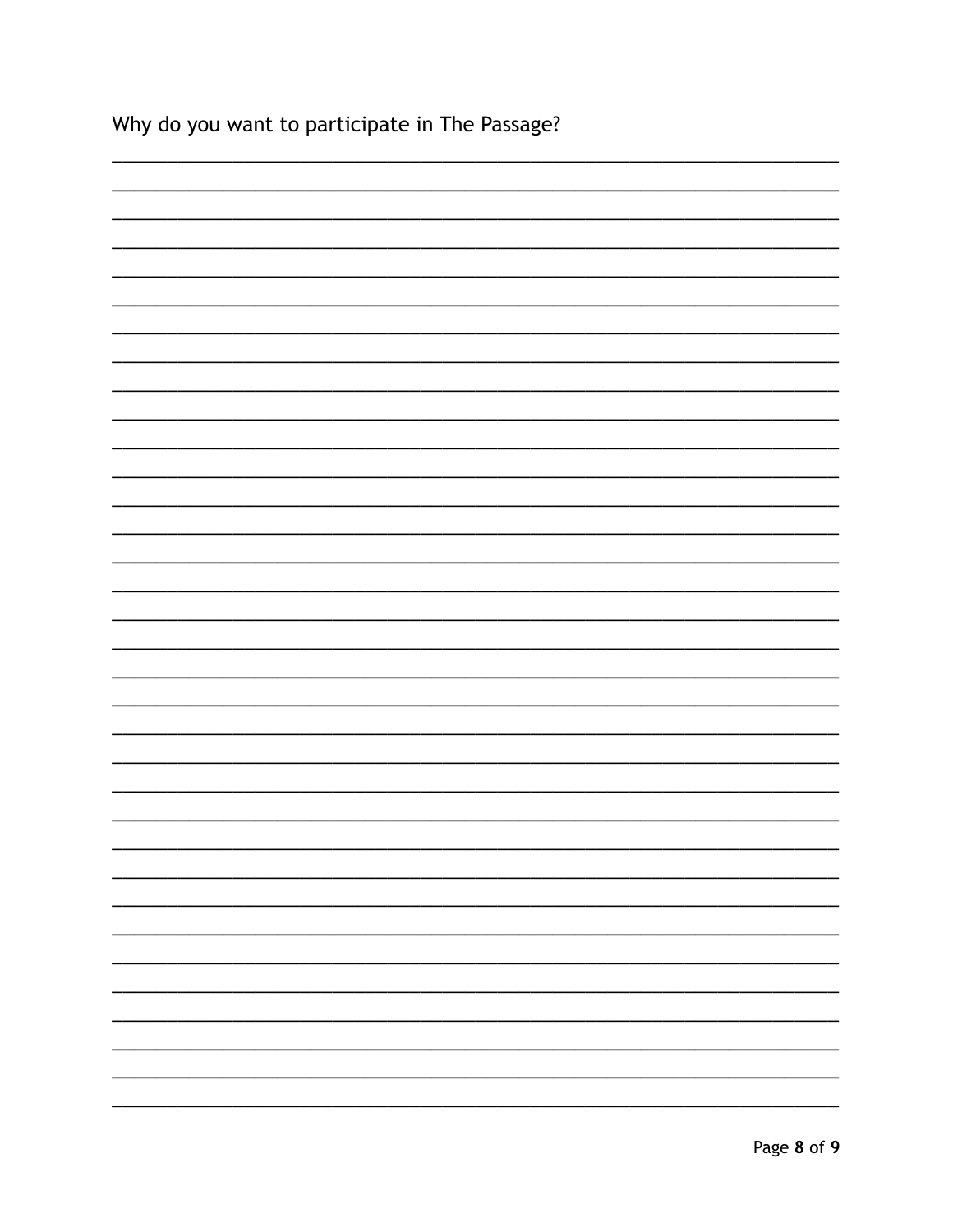Why do you want to participate in The Passage?

________________________________________________________________________________
________________________________________________________________________________
________________________________________________________________________________
________________________________________________________________________________
________________________________________________________________________________
________________________________________________________________________________
________________________________________________________________________________
________________________________________________________________________________
________________________________________________________________________________
________________________________________________________________________________
________________________________________________________________________________
________________________________________________________________________________
________________________________________________________________________________
________________________________________________________________________________
________________________________________________________________________________
________________________________________________________________________________
________________________________________________________________________________
________________________________________________________________________________
________________________________________________________________________________
________________________________________________________________________________
________________________________________________________________________________
________________________________________________________________________________
________________________________________________________________________________
________________________________________________________________________________
________________________________________________________________________________
________________________________________________________________________________
________________________________________________________________________________
________________________________________________________________________________
________________________________________________________________________________
________________________________________________________________________________
________________________________________________________________________________
________________________________________________________________________________
________________________________________________________________________________
________________________________________________________________________________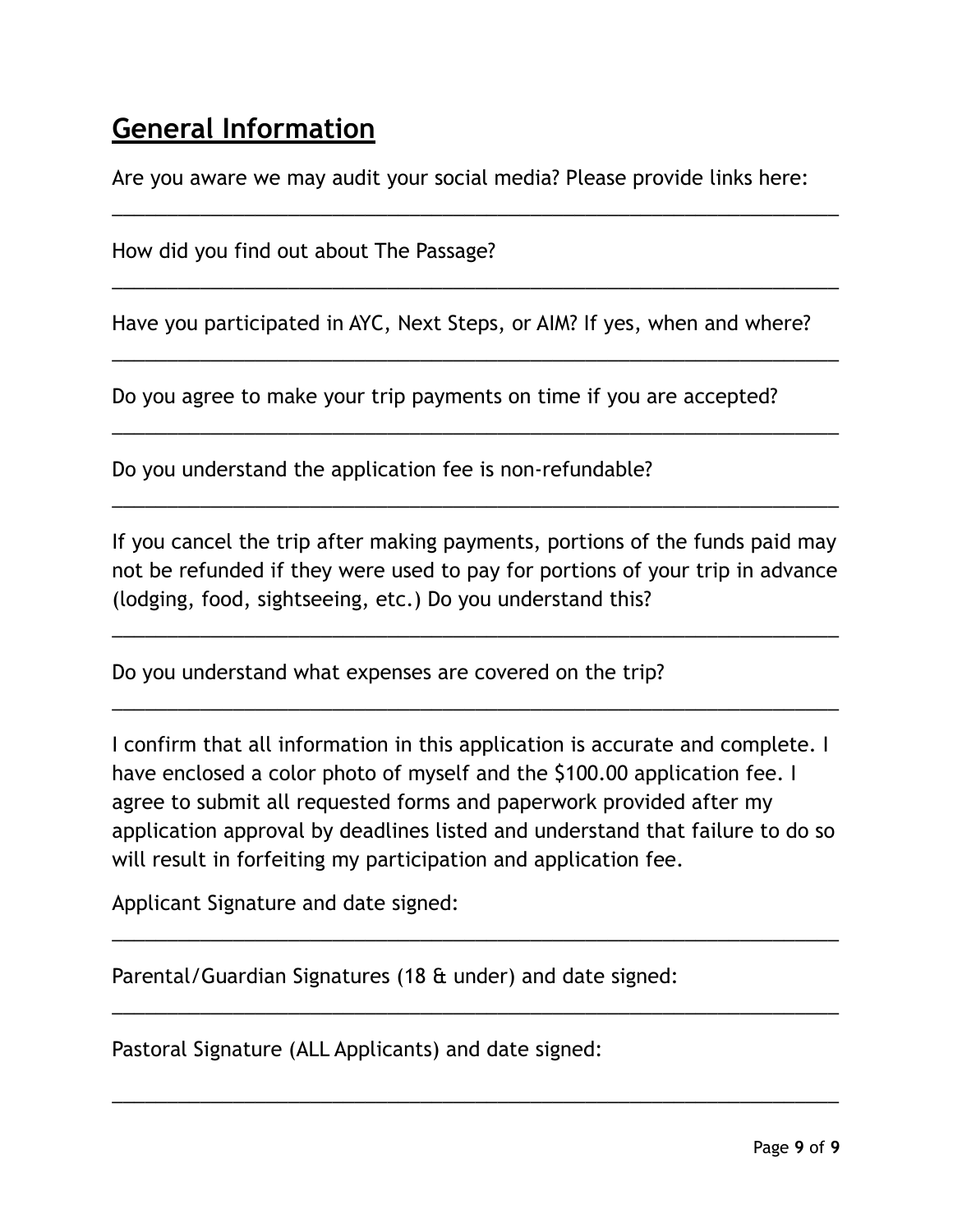## General Information

Are you aware we may audit your social media? Please provide links here:

_________________________________________________________________

How did you find out about The Passage?

_________________________________________________________________

Have you participated in AYC, Next Steps, or AIM? If yes, when and where?

_________________________________________________________________

Do you agree to make your trip payments on time if you are accepted?

_________________________________________________________________

Do you understand the application fee is non-refundable?

_________________________________________________________________

If you cancel the trip after making payments, portions of the funds paid may not be refunded if they were used to pay for portions of your trip in advance (lodging, food, sightseeing, etc.) Do you understand this?

_________________________________________________________________

Do you understand what expenses are covered on the trip?

_________________________________________________________________

I confirm that all information in this application is accurate and complete. I have enclosed a color photo of myself and the $100.00 application fee. I agree to submit all requested forms and paperwork provided after my application approval by deadlines listed and understand that failure to do so will result in forfeiting my participation and application fee.

Applicant Signature and date signed:

_________________________________________________________________

Parental/Guardian Signatures (18 & under) and date signed:

_________________________________________________________________

Pastoral Signature (ALL Applicants) and date signed:

_________________________________________________________________